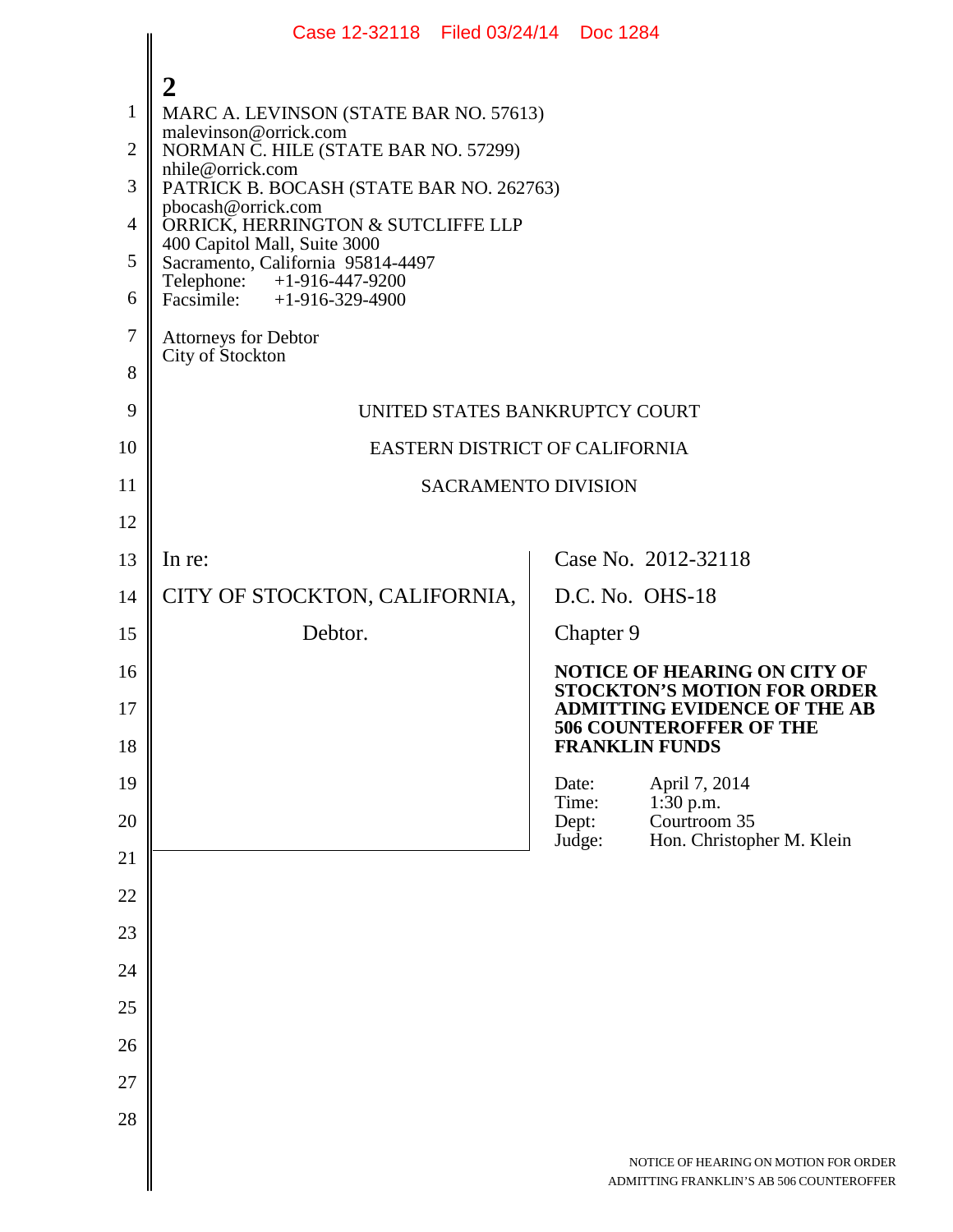2

MARC A. LEVINSON (STATE BAR NO. 57613)
malevinson@orrick.com
NORMAN C. HILE (STATE BAR NO. 57299)
nhile@orrick.com
PATRICK B. BOCASH (STATE BAR NO. 262763)
pbocash@orrick.com
ORRICK, HERRINGTON & SUTCLIFFE LLP
400 Capitol Mall, Suite 3000
Sacramento, California 95814-4497
Telephone: +1-916-447-9200
Facsimile: +1-916-329-4900

Attorneys for Debtor
City of Stockton

UNITED STATES BANKRUPTCY COURT

EASTERN DISTRICT OF CALIFORNIA

SACRAMENTO DIVISION

In re:

CITY OF STOCKTON, CALIFORNIA,

Debtor.

Case No. 2012-32118

D.C. No. OHS-18

Chapter 9

**NOTICE OF HEARING ON CITY OF STOCKTON'S MOTION FOR ORDER ADMITTING EVIDENCE OF THE AB 506 COUNTEROFFER OF THE FRANKLIN FUNDS**

Date: April 7, 2014
Time: 1:30 p.m.
Dept: Courtroom 35
Judge: Hon. Christopher M. Klein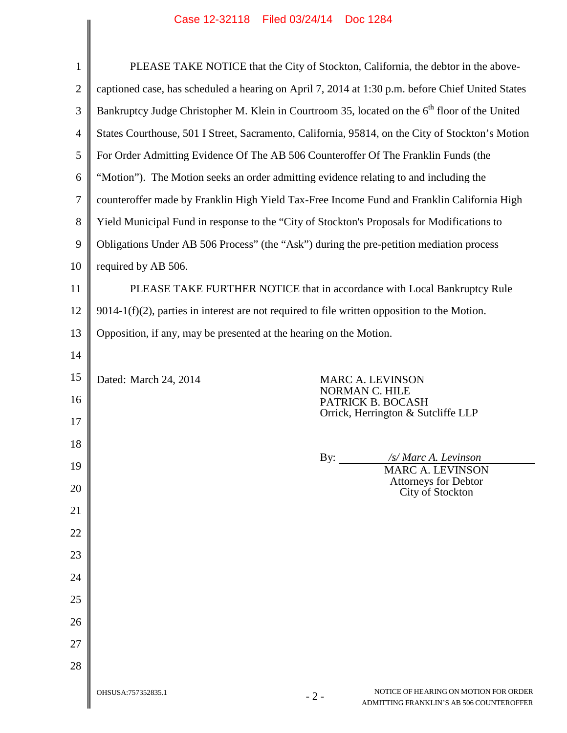PLEASE TAKE NOTICE that the City of Stockton, California, the debtor in the above-captioned case, has scheduled a hearing on April 7, 2014 at 1:30 p.m. before Chief United States Bankruptcy Judge Christopher M. Klein in Courtroom 35, located on the 6th floor of the United States Courthouse, 501 I Street, Sacramento, California, 95814, on the City of Stockton's Motion For Order Admitting Evidence Of The AB 506 Counteroffer Of The Franklin Funds (the "Motion"). The Motion seeks an order admitting evidence relating to and including the counteroffer made by Franklin High Yield Tax-Free Income Fund and Franklin California High Yield Municipal Fund in response to the "City of Stockton's Proposals for Modifications to Obligations Under AB 506 Process" (the "Ask") during the pre-petition mediation process required by AB 506.

PLEASE TAKE FURTHER NOTICE that in accordance with Local Bankruptcy Rule 9014-1(f)(2), parties in interest are not required to file written opposition to the Motion. Opposition, if any, may be presented at the hearing on the Motion.

Dated: March 24, 2014

MARC A. LEVINSON
NORMAN C. HILE
PATRICK B. BOCASH
Orrick, Herrington & Sutcliffe LLP

By: */s/ Marc A. Levinson*
MARC A. LEVINSON
Attorneys for Debtor
City of Stockton

OHSUSA:757352835.1

NOTICE OF HEARING ON MOTION FOR ORDER ADMITTING FRANKLIN'S AB 506 COUNTEROFFER